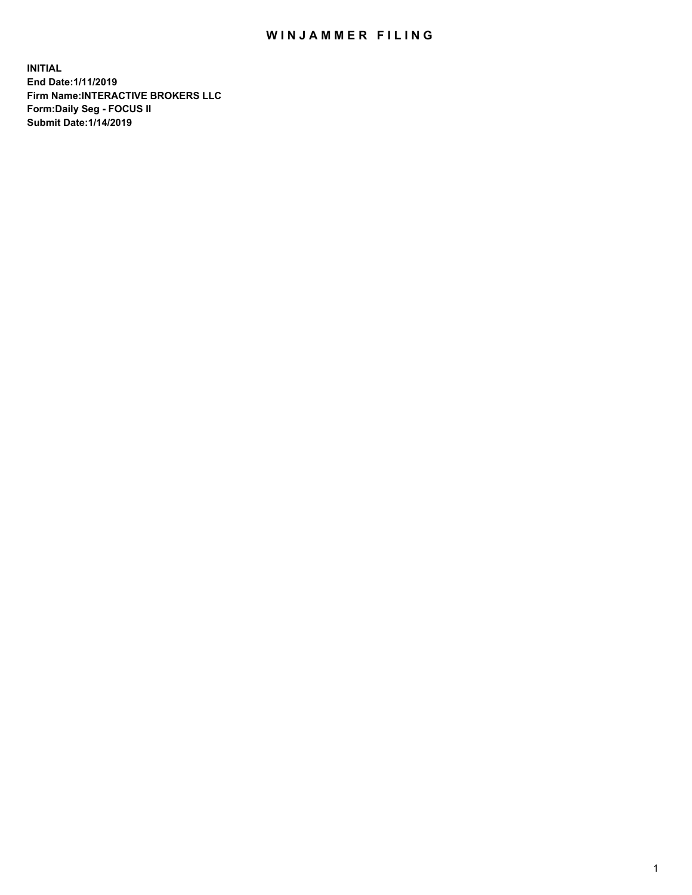# WINJAMMER FILING

**INITIAL**
**End Date:1/11/2019**
**Firm Name:INTERACTIVE BROKERS LLC**
**Form:Daily Seg - FOCUS II**
**Submit Date:1/14/2019**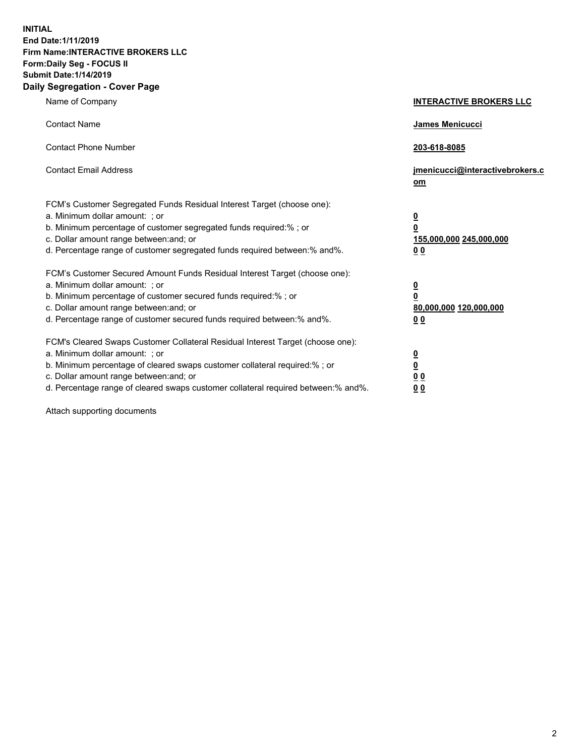**INITIAL**
**End Date:1/11/2019**
**Firm Name:INTERACTIVE BROKERS LLC**
**Form:Daily Seg - FOCUS II**
**Submit Date:1/14/2019**
**Daily Segregation - Cover Page**

| | |
|---|---|
| Name of Company | **INTERACTIVE BROKERS LLC** |
| Contact Name | **James Menicucci** |
| Contact Phone Number | **203-618-8085** |
| Contact Email Address | **jmenicucci@interactivebrokers.com** |
| FCM's Customer Segregated Funds Residual Interest Target (choose one): | |
| a. Minimum dollar amount: ; or | **0** |
| b. Minimum percentage of customer segregated funds required:% ; or | **0** |
| c. Dollar amount range between:and; or | **155,000,000 245,000,000** |
| d. Percentage range of customer segregated funds required between:% and%. | **0 0** |
| FCM's Customer Secured Amount Funds Residual Interest Target (choose one): | |
| a. Minimum dollar amount: ; or | **0** |
| b. Minimum percentage of customer secured funds required:% ; or | **0** |
| c. Dollar amount range between:and; or | **80,000,000 120,000,000** |
| d. Percentage range of customer secured funds required between:% and%. | **0 0** |
| FCM's Cleared Swaps Customer Collateral Residual Interest Target (choose one): | |
| a. Minimum dollar amount: ; or | **0** |
| b. Minimum percentage of cleared swaps customer collateral required:% ; or | **0** |
| c. Dollar amount range between:and; or | **0 0** |
| d. Percentage range of cleared swaps customer collateral required between:% and%. | **0 0** |

Attach supporting documents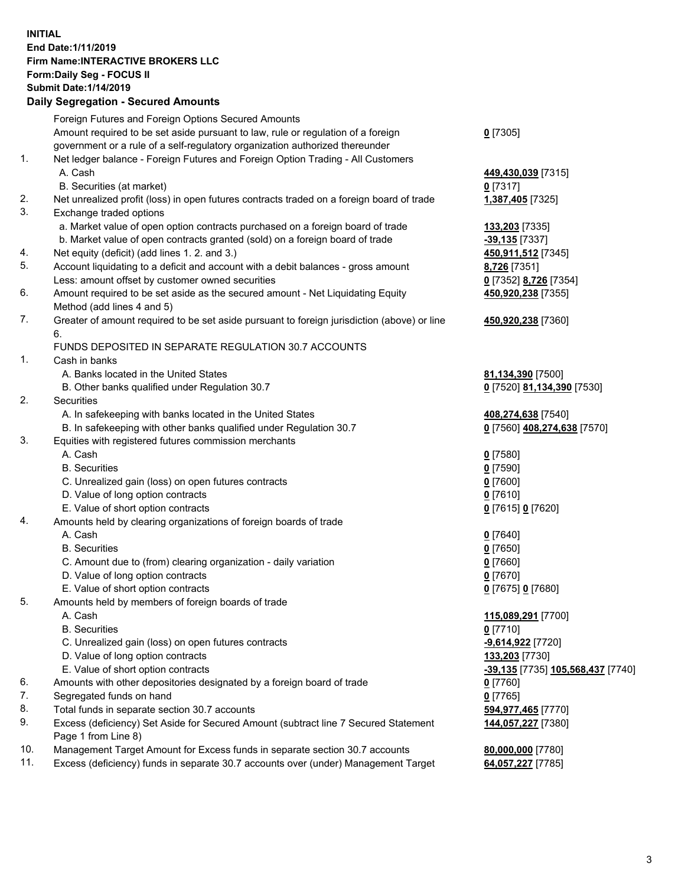**INITIAL**
**End Date:1/11/2019**
**Firm Name:INTERACTIVE BROKERS LLC**
**Form:Daily Seg - FOCUS II**
**Submit Date:1/14/2019**
**Daily Segregation - Secured Amounts**

| | | |
|---|---|---|
| | Foreign Futures and Foreign Options Secured Amounts | |
| | Amount required to be set aside pursuant to law, rule or regulation of a foreign government or a rule of a self-regulatory organization authorized thereunder | **0** [7305] |
| 1. | Net ledger balance - Foreign Futures and Foreign Option Trading - All Customers | |
| | A. Cash | **449,430,039** [7315] |
| | B. Securities (at market) | **0** [7317] |
| 2. | Net unrealized profit (loss) in open futures contracts traded on a foreign board of trade | **1,387,405** [7325] |
| 3. | Exchange traded options | |
| | a. Market value of open option contracts purchased on a foreign board of trade | **133,203** [7335] |
| | b. Market value of open contracts granted (sold) on a foreign board of trade | **-39,135** [7337] |
| 4. | Net equity (deficit) (add lines 1. 2. and 3.) | **450,911,512** [7345] |
| 5. | Account liquidating to a deficit and account with a debit balances - gross amount | **8,726** [7351] |
| | Less: amount offset by customer owned securities | **0** [7352] **8,726** [7354] |
| 6. | Amount required to be set aside as the secured amount - Net Liquidating Equity Method (add lines 4 and 5) | **450,920,238** [7355] |
| 7. | Greater of amount required to be set aside pursuant to foreign jurisdiction (above) or line 6. | **450,920,238** [7360] |
| | FUNDS DEPOSITED IN SEPARATE REGULATION 30.7 ACCOUNTS | |
| 1. | Cash in banks | |
| | A. Banks located in the United States | **81,134,390** [7500] |
| | B. Other banks qualified under Regulation 30.7 | **0** [7520] **81,134,390** [7530] |
| 2. | Securities | |
| | A. In safekeeping with banks located in the United States | **408,274,638** [7540] |
| | B. In safekeeping with other banks qualified under Regulation 30.7 | **0** [7560] **408,274,638** [7570] |
| 3. | Equities with registered futures commission merchants | |
| | A. Cash | **0** [7580] |
| | B. Securities | **0** [7590] |
| | C. Unrealized gain (loss) on open futures contracts | **0** [7600] |
| | D. Value of long option contracts | **0** [7610] |
| | E. Value of short option contracts | **0** [7615] **0** [7620] |
| 4. | Amounts held by clearing organizations of foreign boards of trade | |
| | A. Cash | **0** [7640] |
| | B. Securities | **0** [7650] |
| | C. Amount due to (from) clearing organization - daily variation | **0** [7660] |
| | D. Value of long option contracts | **0** [7670] |
| | E. Value of short option contracts | **0** [7675] **0** [7680] |
| 5. | Amounts held by members of foreign boards of trade | |
| | A. Cash | **115,089,291** [7700] |
| | B. Securities | **0** [7710] |
| | C. Unrealized gain (loss) on open futures contracts | **-9,614,922** [7720] |
| | D. Value of long option contracts | **133,203** [7730] |
| | E. Value of short option contracts | **-39,135** [7735] **105,568,437** [7740] |
| 6. | Amounts with other depositories designated by a foreign board of trade | **0** [7760] |
| 7. | Segregated funds on hand | **0** [7765] |
| 8. | Total funds in separate section 30.7 accounts | **594,977,465** [7770] |
| 9. | Excess (deficiency) Set Aside for Secured Amount (subtract line 7 Secured Statement Page 1 from Line 8) | **144,057,227** [7380] |
| 10. | Management Target Amount for Excess funds in separate section 30.7 accounts | **80,000,000** [7780] |
| 11. | Excess (deficiency) funds in separate 30.7 accounts over (under) Management Target | **64,057,227** [7785] |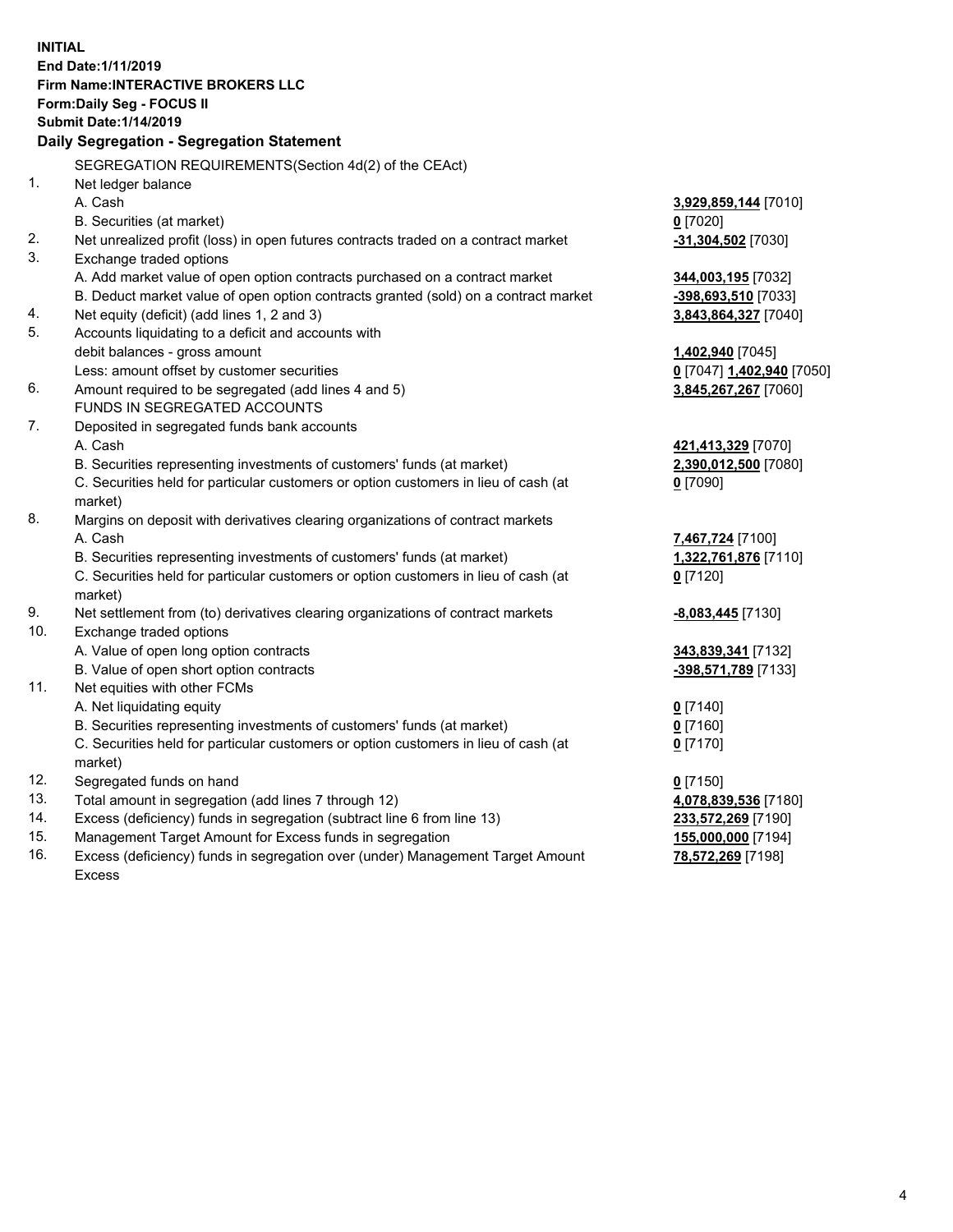**INITIAL**
**End Date:1/11/2019**
**Firm Name:INTERACTIVE BROKERS LLC**
**Form:Daily Seg - FOCUS II**
**Submit Date:1/14/2019**

## Daily Segregation - Segregation Statement

| | | |
|---|---|---|
| | SEGREGATION REQUIREMENTS(Section 4d(2) of the CEAct) | |
| 1. | Net ledger balance | |
| | A. Cash | **3,929,859,144** [7010] |
| | B. Securities (at market) | **0** [7020] |
| 2. | Net unrealized profit (loss) in open futures contracts traded on a contract market | **-31,304,502** [7030] |
| 3. | Exchange traded options | |
| | A. Add market value of open option contracts purchased on a contract market | **344,003,195** [7032] |
| | B. Deduct market value of open option contracts granted (sold) on a contract market | **-398,693,510** [7033] |
| 4. | Net equity (deficit) (add lines 1, 2 and 3) | **3,843,864,327** [7040] |
| 5. | Accounts liquidating to a deficit and accounts with | |
| | debit balances - gross amount | **1,402,940** [7045] |
| | Less: amount offset by customer securities | **0** [7047] **1,402,940** [7050] |
| 6. | Amount required to be segregated (add lines 4 and 5) | **3,845,267,267** [7060] |
| | FUNDS IN SEGREGATED ACCOUNTS | |
| 7. | Deposited in segregated funds bank accounts | |
| | A. Cash | **421,413,329** [7070] |
| | B. Securities representing investments of customers' funds (at market) | **2,390,012,500** [7080] |
| | C. Securities held for particular customers or option customers in lieu of cash (at market) | **0** [7090] |
| 8. | Margins on deposit with derivatives clearing organizations of contract markets | |
| | A. Cash | **7,467,724** [7100] |
| | B. Securities representing investments of customers' funds (at market) | **1,322,761,876** [7110] |
| | C. Securities held for particular customers or option customers in lieu of cash (at market) | **0** [7120] |
| 9. | Net settlement from (to) derivatives clearing organizations of contract markets | **-8,083,445** [7130] |
| 10. | Exchange traded options | |
| | A. Value of open long option contracts | **343,839,341** [7132] |
| | B. Value of open short option contracts | **-398,571,789** [7133] |
| 11. | Net equities with other FCMs | |
| | A. Net liquidating equity | **0** [7140] |
| | B. Securities representing investments of customers' funds (at market) | **0** [7160] |
| | C. Securities held for particular customers or option customers in lieu of cash (at market) | **0** [7170] |
| 12. | Segregated funds on hand | **0** [7150] |
| 13. | Total amount in segregation (add lines 7 through 12) | **4,078,839,536** [7180] |
| 14. | Excess (deficiency) funds in segregation (subtract line 6 from line 13) | **233,572,269** [7190] |
| 15. | Management Target Amount for Excess funds in segregation | **155,000,000** [7194] |
| 16. | Excess (deficiency) funds in segregation over (under) Management Target Amount Excess | **78,572,269** [7198] |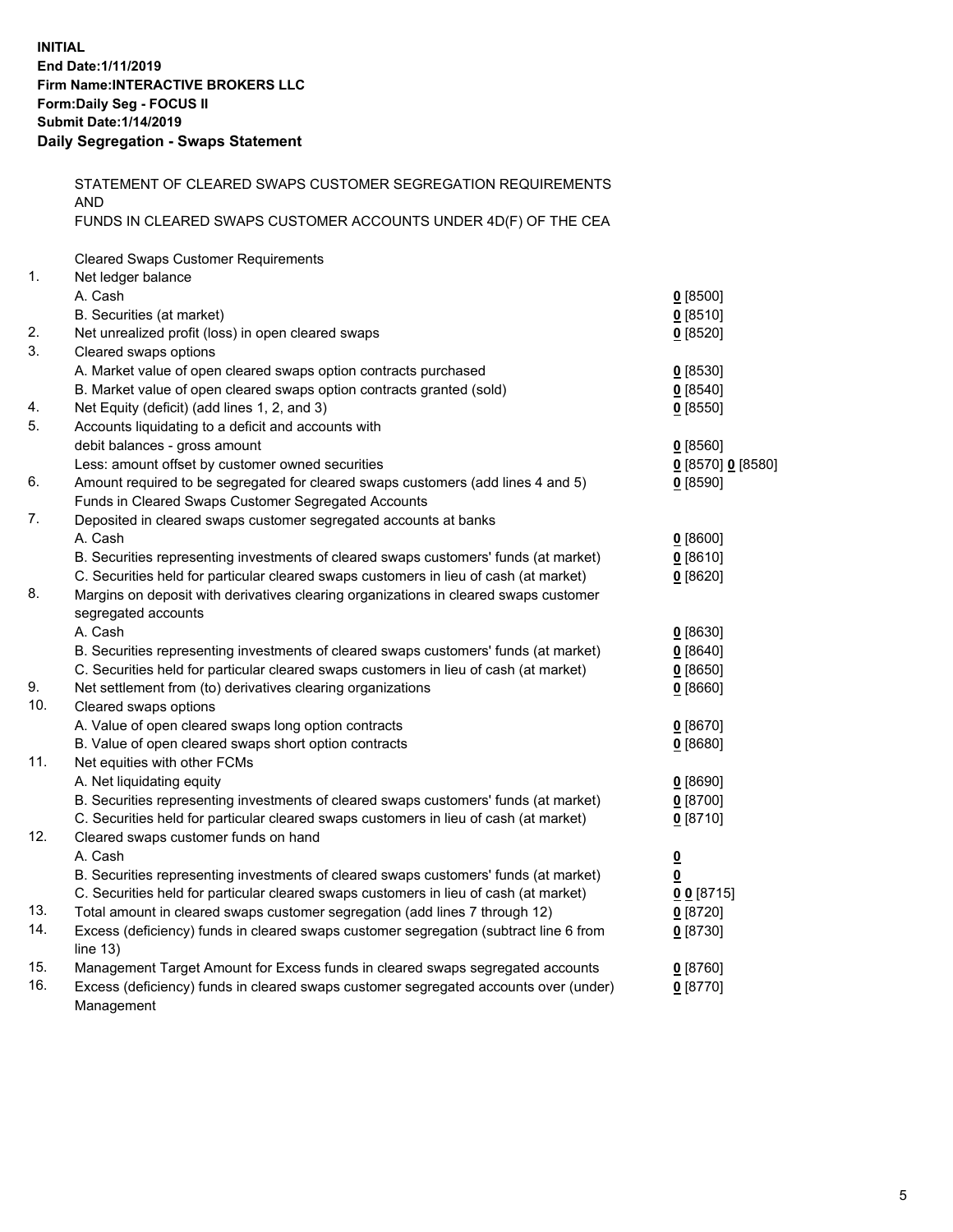**INITIAL**
**End Date:1/11/2019**
**Firm Name:INTERACTIVE BROKERS LLC**
**Form:Daily Seg - FOCUS II**
**Submit Date:1/14/2019**
**Daily Segregation - Swaps Statement**

STATEMENT OF CLEARED SWAPS CUSTOMER SEGREGATION REQUIREMENTS AND
FUNDS IN CLEARED SWAPS CUSTOMER ACCOUNTS UNDER 4D(F) OF THE CEA

| | | |
|---|---|---|
| | Cleared Swaps Customer Requirements | |
| 1. | Net ledger balance | |
| | A. Cash | 0 [8500] |
| | B. Securities (at market) | 0 [8510] |
| 2. | Net unrealized profit (loss) in open cleared swaps | 0 [8520] |
| 3. | Cleared swaps options | |
| | A. Market value of open cleared swaps option contracts purchased | 0 [8530] |
| | B. Market value of open cleared swaps option contracts granted (sold) | 0 [8540] |
| 4. | Net Equity (deficit) (add lines 1, 2, and 3) | 0 [8550] |
| 5. | Accounts liquidating to a deficit and accounts with debit balances - gross amount | 0 [8560] |
| | Less: amount offset by customer owned securities | 0 [8570] 0 [8580] |
| 6. | Amount required to be segregated for cleared swaps customers (add lines 4 and 5) | 0 [8590] |
| | Funds in Cleared Swaps Customer Segregated Accounts | |
| 7. | Deposited in cleared swaps customer segregated accounts at banks | |
| | A. Cash | 0 [8600] |
| | B. Securities representing investments of cleared swaps customers' funds (at market) | 0 [8610] |
| | C. Securities held for particular cleared swaps customers in lieu of cash (at market) | 0 [8620] |
| 8. | Margins on deposit with derivatives clearing organizations in cleared swaps customer segregated accounts | |
| | A. Cash | 0 [8630] |
| | B. Securities representing investments of cleared swaps customers' funds (at market) | 0 [8640] |
| | C. Securities held for particular cleared swaps customers in lieu of cash (at market) | 0 [8650] |
| 9. | Net settlement from (to) derivatives clearing organizations | 0 [8660] |
| 10. | Cleared swaps options | |
| | A. Value of open cleared swaps long option contracts | 0 [8670] |
| | B. Value of open cleared swaps short option contracts | 0 [8680] |
| 11. | Net equities with other FCMs | |
| | A. Net liquidating equity | 0 [8690] |
| | B. Securities representing investments of cleared swaps customers' funds (at market) | 0 [8700] |
| | C. Securities held for particular cleared swaps customers in lieu of cash (at market) | 0 [8710] |
| 12. | Cleared swaps customer funds on hand | |
| | A. Cash | 0 |
| | B. Securities representing investments of cleared swaps customers' funds (at market) | 0 |
| | C. Securities held for particular cleared swaps customers in lieu of cash (at market) | 0 0 [8715] |
| 13. | Total amount in cleared swaps customer segregation (add lines 7 through 12) | 0 [8720] |
| 14. | Excess (deficiency) funds in cleared swaps customer segregation (subtract line 6 from line 13) | 0 [8730] |
| 15. | Management Target Amount for Excess funds in cleared swaps segregated accounts | 0 [8760] |
| 16. | Excess (deficiency) funds in cleared swaps customer segregated accounts over (under) Management | 0 [8770] |